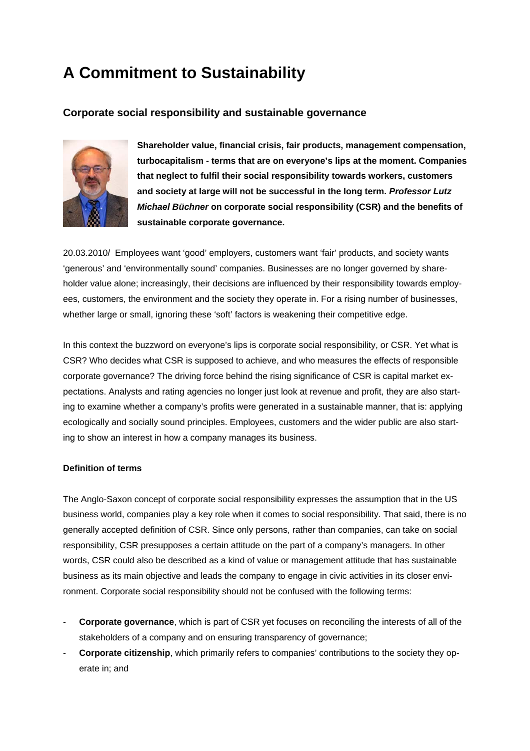# A Commitment to Sustainability

## Corporate social responsibility and sustainable governance

**Shareholder value, financial crisis, fair products, management compensation, turbocapitalism - terms that are on everyone's lips at the moment. Companies that neglect to fulfil their social responsibility towards workers, customers and society at large will not be successful in the long term. *Professor Lutz Michael Büchner* on corporate social responsibility (CSR) and the benefits of sustainable corporate governance.**

20.03.2010/ Employees want 'good' employers, customers want 'fair' products, and society wants 'generous' and 'environmentally sound' companies. Businesses are no longer governed by shareholder value alone; increasingly, their decisions are influenced by their responsibility towards employees, customers, the environment and the society they operate in. For a rising number of businesses, whether large or small, ignoring these 'soft' factors is weakening their competitive edge.

In this context the buzzword on everyone's lips is corporate social responsibility, or CSR. Yet what is CSR? Who decides what CSR is supposed to achieve, and who measures the effects of responsible corporate governance? The driving force behind the rising significance of CSR is capital market expectations. Analysts and rating agencies no longer just look at revenue and profit, they are also starting to examine whether a company's profits were generated in a sustainable manner, that is: applying ecologically and socially sound principles. Employees, customers and the wider public are also starting to show an interest in how a company manages its business.

#### Definition of terms

The Anglo-Saxon concept of corporate social responsibility expresses the assumption that in the US business world, companies play a key role when it comes to social responsibility. That said, there is no generally accepted definition of CSR. Since only persons, rather than companies, can take on social responsibility, CSR presupposes a certain attitude on the part of a company's managers. In other words, CSR could also be described as a kind of value or management attitude that has sustainable business as its main objective and leads the company to engage in civic activities in its closer environment. Corporate social responsibility should not be confused with the following terms:

- **Corporate governance**, which is part of CSR yet focuses on reconciling the interests of all of the stakeholders of a company and on ensuring transparency of governance;
- **Corporate citizenship**, which primarily refers to companies' contributions to the society they operate in; and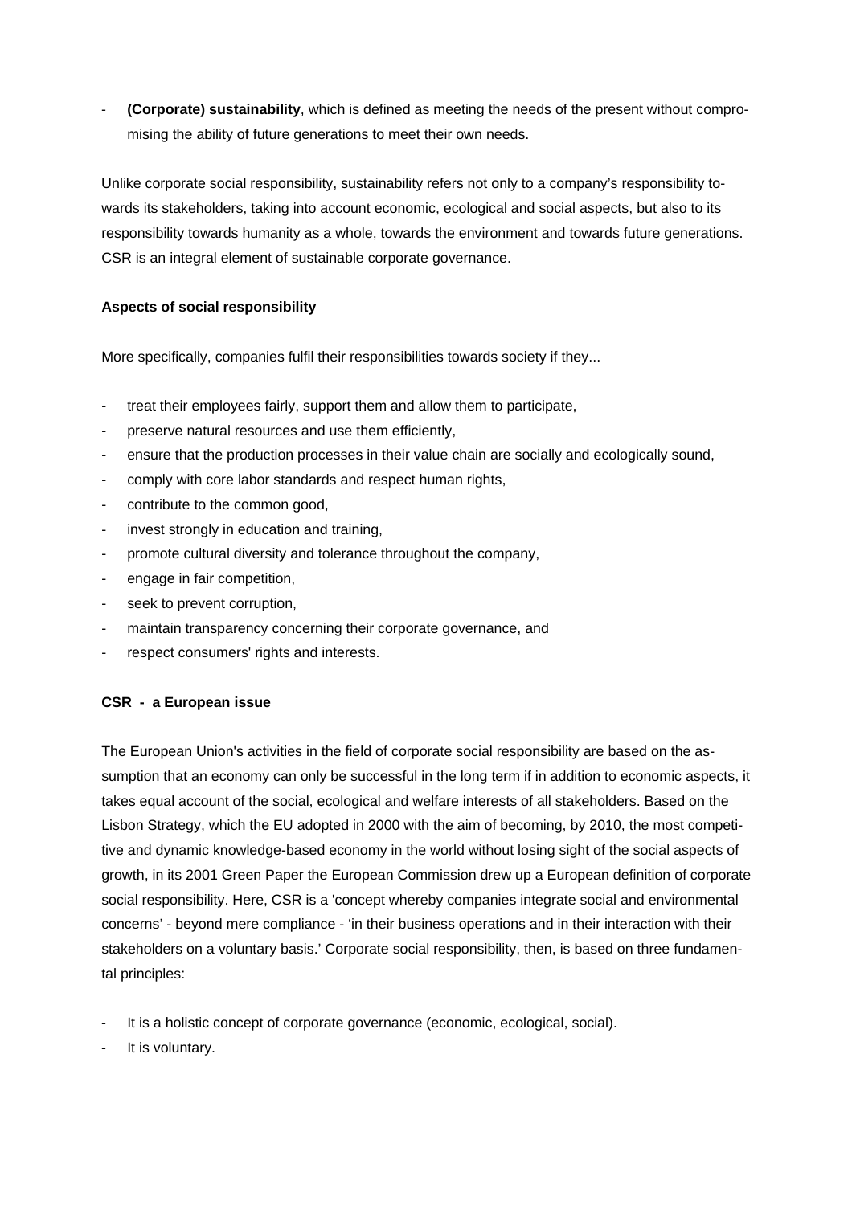- **(Corporate) sustainability**, which is defined as meeting the needs of the present without compromising the ability of future generations to meet their own needs.

Unlike corporate social responsibility, sustainability refers not only to a company's responsibility towards its stakeholders, taking into account economic, ecological and social aspects, but also to its responsibility towards humanity as a whole, towards the environment and towards future generations. CSR is an integral element of sustainable corporate governance.

**Aspects of social responsibility**

More specifically, companies fulfil their responsibilities towards society if they...

- treat their employees fairly, support them and allow them to participate,
- preserve natural resources and use them efficiently,
- ensure that the production processes in their value chain are socially and ecologically sound,
- comply with core labor standards and respect human rights,
- contribute to the common good,
- invest strongly in education and training,
- promote cultural diversity and tolerance throughout the company,
- engage in fair competition,
- seek to prevent corruption,
- maintain transparency concerning their corporate governance, and
- respect consumers' rights and interests.

**CSR - a European issue**

The European Union's activities in the field of corporate social responsibility are based on the assumption that an economy can only be successful in the long term if in addition to economic aspects, it takes equal account of the social, ecological and welfare interests of all stakeholders. Based on the Lisbon Strategy, which the EU adopted in 2000 with the aim of becoming, by 2010, the most competitive and dynamic knowledge-based economy in the world without losing sight of the social aspects of growth, in its 2001 Green Paper the European Commission drew up a European definition of corporate social responsibility. Here, CSR is a 'concept whereby companies integrate social and environmental concerns' - beyond mere compliance - 'in their business operations and in their interaction with their stakeholders on a voluntary basis.' Corporate social responsibility, then, is based on three fundamental principles:

- It is a holistic concept of corporate governance (economic, ecological, social).
- It is voluntary.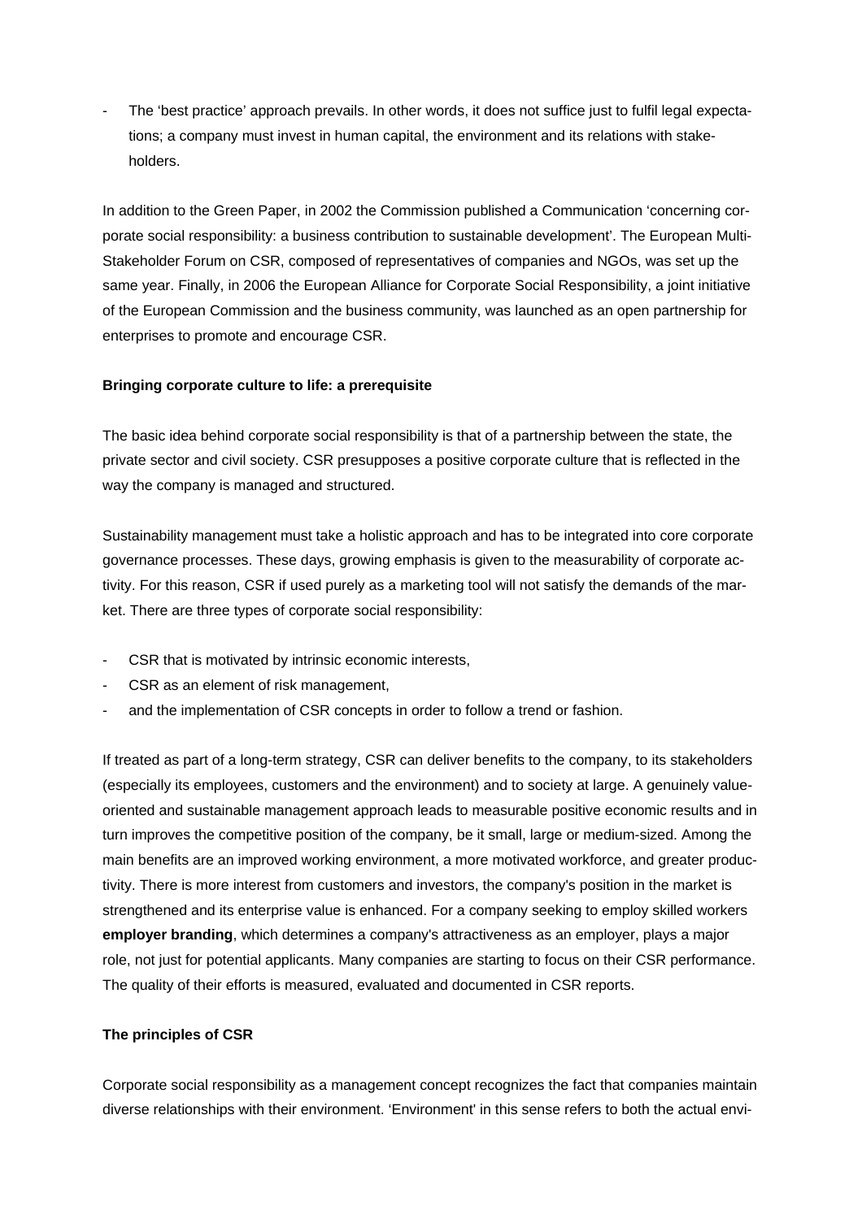- The 'best practice' approach prevails. In other words, it does not suffice just to fulfil legal expectations; a company must invest in human capital, the environment and its relations with stakeholders.

In addition to the Green Paper, in 2002 the Commission published a Communication 'concerning corporate social responsibility: a business contribution to sustainable development'. The European Multi-Stakeholder Forum on CSR, composed of representatives of companies and NGOs, was set up the same year. Finally, in 2006 the European Alliance for Corporate Social Responsibility, a joint initiative of the European Commission and the business community, was launched as an open partnership for enterprises to promote and encourage CSR.

**Bringing corporate culture to life: a prerequisite**

The basic idea behind corporate social responsibility is that of a partnership between the state, the private sector and civil society. CSR presupposes a positive corporate culture that is reflected in the way the company is managed and structured.

Sustainability management must take a holistic approach and has to be integrated into core corporate governance processes. These days, growing emphasis is given to the measurability of corporate activity. For this reason, CSR if used purely as a marketing tool will not satisfy the demands of the market. There are three types of corporate social responsibility:

- CSR that is motivated by intrinsic economic interests,
- CSR as an element of risk management,
- and the implementation of CSR concepts in order to follow a trend or fashion.

If treated as part of a long-term strategy, CSR can deliver benefits to the company, to its stakeholders (especially its employees, customers and the environment) and to society at large. A genuinely value-oriented and sustainable management approach leads to measurable positive economic results and in turn improves the competitive position of the company, be it small, large or medium-sized. Among the main benefits are an improved working environment, a more motivated workforce, and greater productivity. There is more interest from customers and investors, the company's position in the market is strengthened and its enterprise value is enhanced. For a company seeking to employ skilled workers **employer branding**, which determines a company's attractiveness as an employer, plays a major role, not just for potential applicants. Many companies are starting to focus on their CSR performance. The quality of their efforts is measured, evaluated and documented in CSR reports.

**The principles of CSR**

Corporate social responsibility as a management concept recognizes the fact that companies maintain diverse relationships with their environment. 'Environment' in this sense refers to both the actual envi-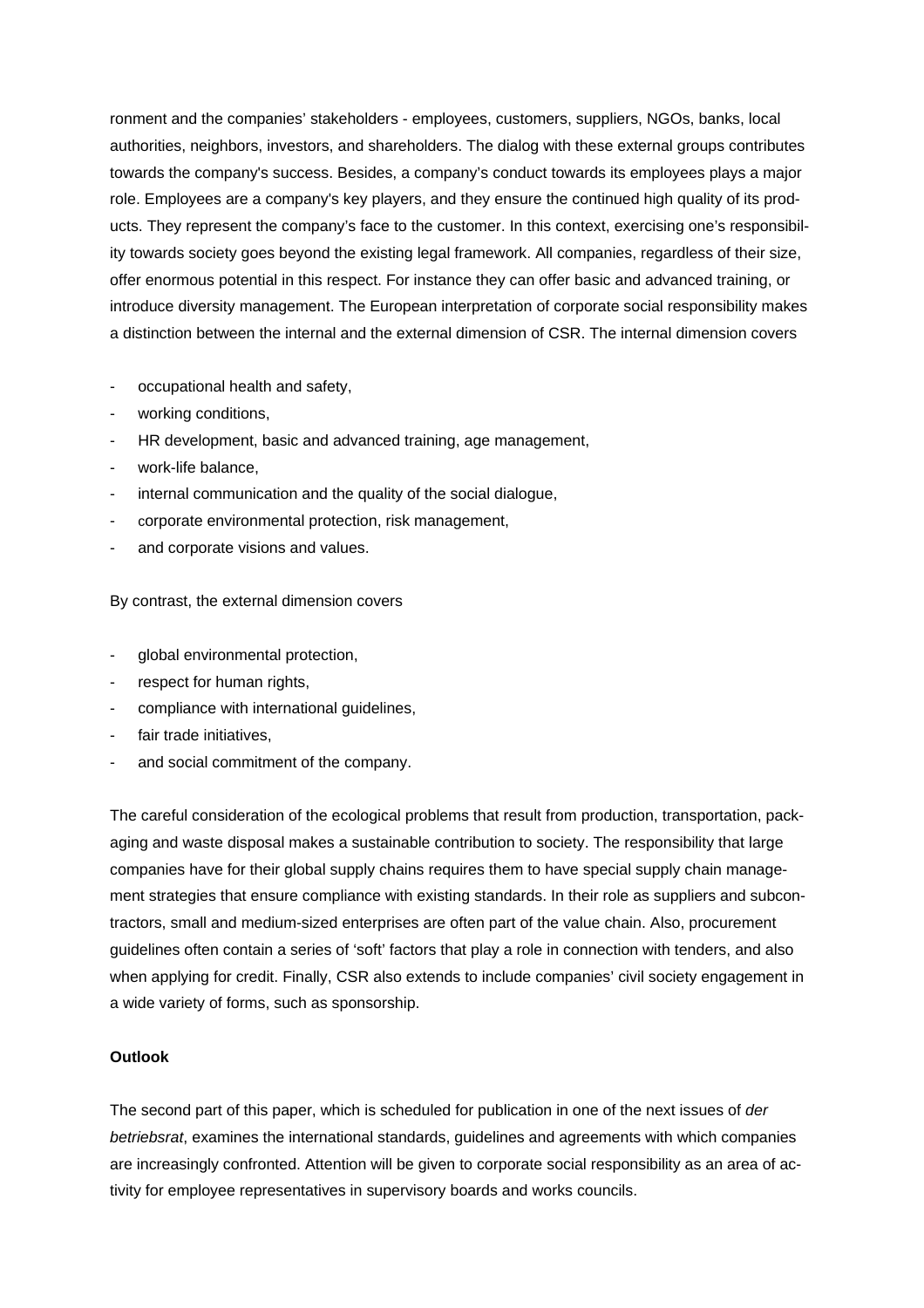ronment and the companies' stakeholders - employees, customers, suppliers, NGOs, banks, local authorities, neighbors, investors, and shareholders. The dialog with these external groups contributes towards the company's success. Besides, a company's conduct towards its employees plays a major role. Employees are a company's key players, and they ensure the continued high quality of its products. They represent the company's face to the customer. In this context, exercising one's responsibility towards society goes beyond the existing legal framework. All companies, regardless of their size, offer enormous potential in this respect. For instance they can offer basic and advanced training, or introduce diversity management. The European interpretation of corporate social responsibility makes a distinction between the internal and the external dimension of CSR. The internal dimension covers

- occupational health and safety,
- working conditions,
- HR development, basic and advanced training, age management,
- work-life balance,
- internal communication and the quality of the social dialogue,
- corporate environmental protection, risk management,
- and corporate visions and values.

By contrast, the external dimension covers

- global environmental protection,
- respect for human rights,
- compliance with international guidelines,
- fair trade initiatives,
- and social commitment of the company.

The careful consideration of the ecological problems that result from production, transportation, packaging and waste disposal makes a sustainable contribution to society. The responsibility that large companies have for their global supply chains requires them to have special supply chain management strategies that ensure compliance with existing standards. In their role as suppliers and subcontractors, small and medium-sized enterprises are often part of the value chain. Also, procurement guidelines often contain a series of 'soft' factors that play a role in connection with tenders, and also when applying for credit. Finally, CSR also extends to include companies' civil society engagement in a wide variety of forms, such as sponsorship.

**Outlook**

The second part of this paper, which is scheduled for publication in one of the next issues of *der betriebsrat*, examines the international standards, guidelines and agreements with which companies are increasingly confronted. Attention will be given to corporate social responsibility as an area of activity for employee representatives in supervisory boards and works councils.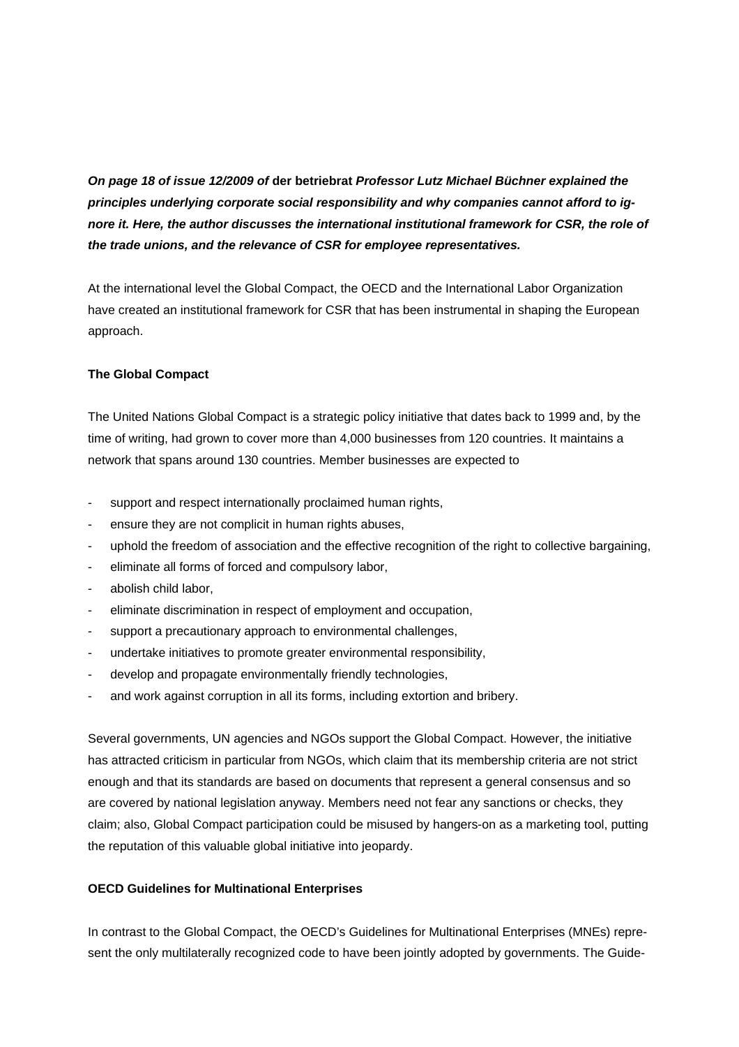***On page 18 of issue 12/2009 of* der betriebrat *Professor Lutz Michael Büchner explained the principles underlying corporate social responsibility and why companies cannot afford to ignore it. Here, the author discusses the international institutional framework for CSR, the role of the trade unions, and the relevance of CSR for employee representatives.***

At the international level the Global Compact, the OECD and the International Labor Organization have created an institutional framework for CSR that has been instrumental in shaping the European approach.

**The Global Compact**

The United Nations Global Compact is a strategic policy initiative that dates back to 1999 and, by the time of writing, had grown to cover more than 4,000 businesses from 120 countries. It maintains a network that spans around 130 countries. Member businesses are expected to

- support and respect internationally proclaimed human rights,
- ensure they are not complicit in human rights abuses,
- uphold the freedom of association and the effective recognition of the right to collective bargaining,
- eliminate all forms of forced and compulsory labor,
- abolish child labor,
- eliminate discrimination in respect of employment and occupation,
- support a precautionary approach to environmental challenges,
- undertake initiatives to promote greater environmental responsibility,
- develop and propagate environmentally friendly technologies,
- and work against corruption in all its forms, including extortion and bribery.

Several governments, UN agencies and NGOs support the Global Compact. However, the initiative has attracted criticism in particular from NGOs, which claim that its membership criteria are not strict enough and that its standards are based on documents that represent a general consensus and so are covered by national legislation anyway. Members need not fear any sanctions or checks, they claim; also, Global Compact participation could be misused by hangers-on as a marketing tool, putting the reputation of this valuable global initiative into jeopardy.

**OECD Guidelines for Multinational Enterprises**

In contrast to the Global Compact, the OECD's Guidelines for Multinational Enterprises (MNEs) represent the only multilaterally recognized code to have been jointly adopted by governments. The Guide-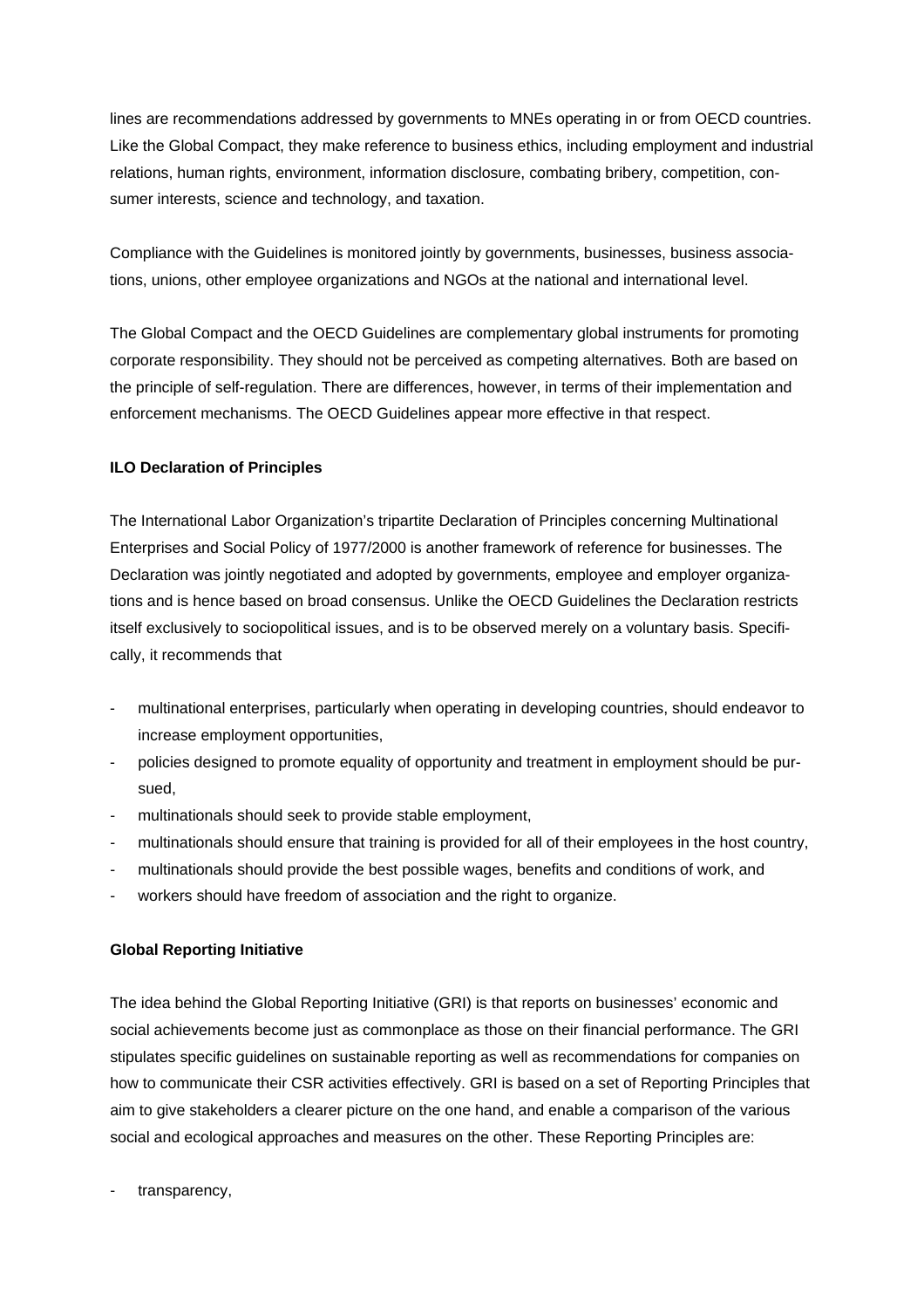lines are recommendations addressed by governments to MNEs operating in or from OECD countries. Like the Global Compact, they make reference to business ethics, including employment and industrial relations, human rights, environment, information disclosure, combating bribery, competition, consumer interests, science and technology, and taxation.

Compliance with the Guidelines is monitored jointly by governments, businesses, business associations, unions, other employee organizations and NGOs at the national and international level.

The Global Compact and the OECD Guidelines are complementary global instruments for promoting corporate responsibility. They should not be perceived as competing alternatives. Both are based on the principle of self-regulation. There are differences, however, in terms of their implementation and enforcement mechanisms. The OECD Guidelines appear more effective in that respect.

**ILO Declaration of Principles**

The International Labor Organization's tripartite Declaration of Principles concerning Multinational Enterprises and Social Policy of 1977/2000 is another framework of reference for businesses. The Declaration was jointly negotiated and adopted by governments, employee and employer organizations and is hence based on broad consensus. Unlike the OECD Guidelines the Declaration restricts itself exclusively to sociopolitical issues, and is to be observed merely on a voluntary basis. Specifically, it recommends that

- multinational enterprises, particularly when operating in developing countries, should endeavor to increase employment opportunities,
- policies designed to promote equality of opportunity and treatment in employment should be pursued,
- multinationals should seek to provide stable employment,
- multinationals should ensure that training is provided for all of their employees in the host country,
- multinationals should provide the best possible wages, benefits and conditions of work, and
- workers should have freedom of association and the right to organize.

**Global Reporting Initiative**

The idea behind the Global Reporting Initiative (GRI) is that reports on businesses' economic and social achievements become just as commonplace as those on their financial performance. The GRI stipulates specific guidelines on sustainable reporting as well as recommendations for companies on how to communicate their CSR activities effectively. GRI is based on a set of Reporting Principles that aim to give stakeholders a clearer picture on the one hand, and enable a comparison of the various social and ecological approaches and measures on the other. These Reporting Principles are:

- transparency,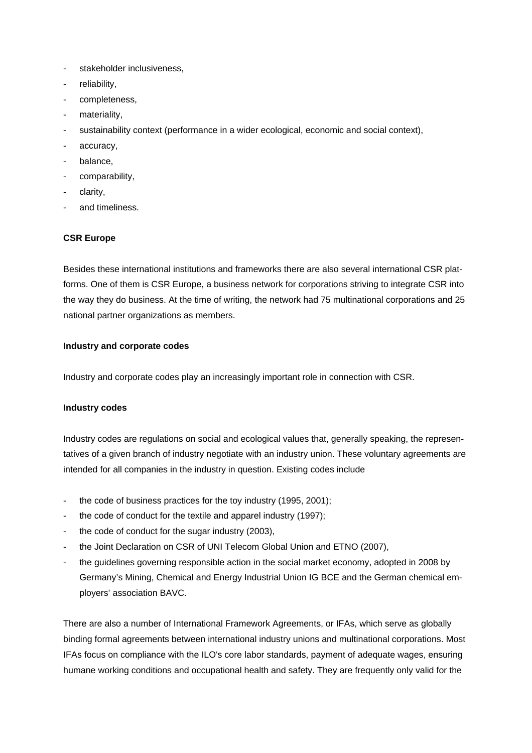- stakeholder inclusiveness,
- reliability,
- completeness,
- materiality,
- sustainability context (performance in a wider ecological, economic and social context),
- accuracy,
- balance,
- comparability,
- clarity,
- and timeliness.

**CSR Europe**

Besides these international institutions and frameworks there are also several international CSR platforms. One of them is CSR Europe, a business network for corporations striving to integrate CSR into the way they do business. At the time of writing, the network had 75 multinational corporations and 25 national partner organizations as members.

**Industry and corporate codes**

Industry and corporate codes play an increasingly important role in connection with CSR.

**Industry codes**

Industry codes are regulations on social and ecological values that, generally speaking, the representatives of a given branch of industry negotiate with an industry union. These voluntary agreements are intended for all companies in the industry in question. Existing codes include

- the code of business practices for the toy industry (1995, 2001);
- the code of conduct for the textile and apparel industry (1997);
- the code of conduct for the sugar industry (2003),
- the Joint Declaration on CSR of UNI Telecom Global Union and ETNO (2007),
- the guidelines governing responsible action in the social market economy, adopted in 2008 by Germany's Mining, Chemical and Energy Industrial Union IG BCE and the German chemical employers' association BAVC.

There are also a number of International Framework Agreements, or IFAs, which serve as globally binding formal agreements between international industry unions and multinational corporations. Most IFAs focus on compliance with the ILO's core labor standards, payment of adequate wages, ensuring humane working conditions and occupational health and safety. They are frequently only valid for the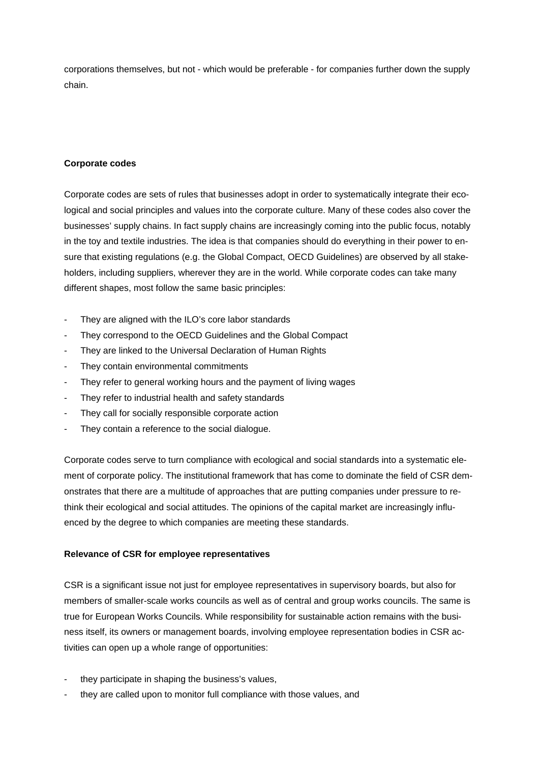corporations themselves, but not - which would be preferable - for companies further down the supply chain.

**Corporate codes**

Corporate codes are sets of rules that businesses adopt in order to systematically integrate their ecological and social principles and values into the corporate culture. Many of these codes also cover the businesses' supply chains. In fact supply chains are increasingly coming into the public focus, notably in the toy and textile industries. The idea is that companies should do everything in their power to ensure that existing regulations (e.g. the Global Compact, OECD Guidelines) are observed by all stakeholders, including suppliers, wherever they are in the world. While corporate codes can take many different shapes, most follow the same basic principles:

- They are aligned with the ILO's core labor standards
- They correspond to the OECD Guidelines and the Global Compact
- They are linked to the Universal Declaration of Human Rights
- They contain environmental commitments
- They refer to general working hours and the payment of living wages
- They refer to industrial health and safety standards
- They call for socially responsible corporate action
- They contain a reference to the social dialogue.

Corporate codes serve to turn compliance with ecological and social standards into a systematic element of corporate policy. The institutional framework that has come to dominate the field of CSR demonstrates that there are a multitude of approaches that are putting companies under pressure to rethink their ecological and social attitudes. The opinions of the capital market are increasingly influenced by the degree to which companies are meeting these standards.

**Relevance of CSR for employee representatives**

CSR is a significant issue not just for employee representatives in supervisory boards, but also for members of smaller-scale works councils as well as of central and group works councils. The same is true for European Works Councils. While responsibility for sustainable action remains with the business itself, its owners or management boards, involving employee representation bodies in CSR activities can open up a whole range of opportunities:

- they participate in shaping the business's values,
- they are called upon to monitor full compliance with those values, and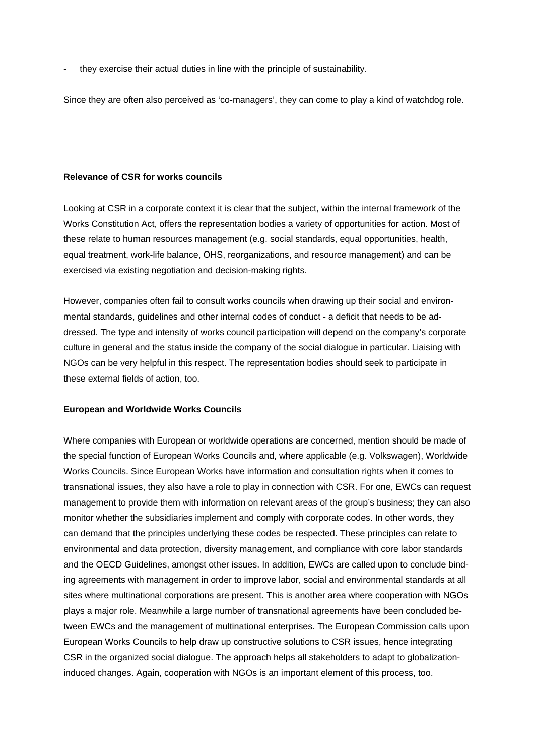- they exercise their actual duties in line with the principle of sustainability.

Since they are often also perceived as 'co-managers', they can come to play a kind of watchdog role.

**Relevance of CSR for works councils**

Looking at CSR in a corporate context it is clear that the subject, within the internal framework of the Works Constitution Act, offers the representation bodies a variety of opportunities for action. Most of these relate to human resources management (e.g. social standards, equal opportunities, health, equal treatment, work-life balance, OHS, reorganizations, and resource management) and can be exercised via existing negotiation and decision-making rights.

However, companies often fail to consult works councils when drawing up their social and environmental standards, guidelines and other internal codes of conduct - a deficit that needs to be addressed. The type and intensity of works council participation will depend on the company's corporate culture in general and the status inside the company of the social dialogue in particular. Liaising with NGOs can be very helpful in this respect. The representation bodies should seek to participate in these external fields of action, too.

**European and Worldwide Works Councils**

Where companies with European or worldwide operations are concerned, mention should be made of the special function of European Works Councils and, where applicable (e.g. Volkswagen), Worldwide Works Councils. Since European Works have information and consultation rights when it comes to transnational issues, they also have a role to play in connection with CSR. For one, EWCs can request management to provide them with information on relevant areas of the group's business; they can also monitor whether the subsidiaries implement and comply with corporate codes. In other words, they can demand that the principles underlying these codes be respected. These principles can relate to environmental and data protection, diversity management, and compliance with core labor standards and the OECD Guidelines, amongst other issues. In addition, EWCs are called upon to conclude binding agreements with management in order to improve labor, social and environmental standards at all sites where multinational corporations are present. This is another area where cooperation with NGOs plays a major role. Meanwhile a large number of transnational agreements have been concluded between EWCs and the management of multinational enterprises. The European Commission calls upon European Works Councils to help draw up constructive solutions to CSR issues, hence integrating CSR in the organized social dialogue. The approach helps all stakeholders to adapt to globalization-induced changes. Again, cooperation with NGOs is an important element of this process, too.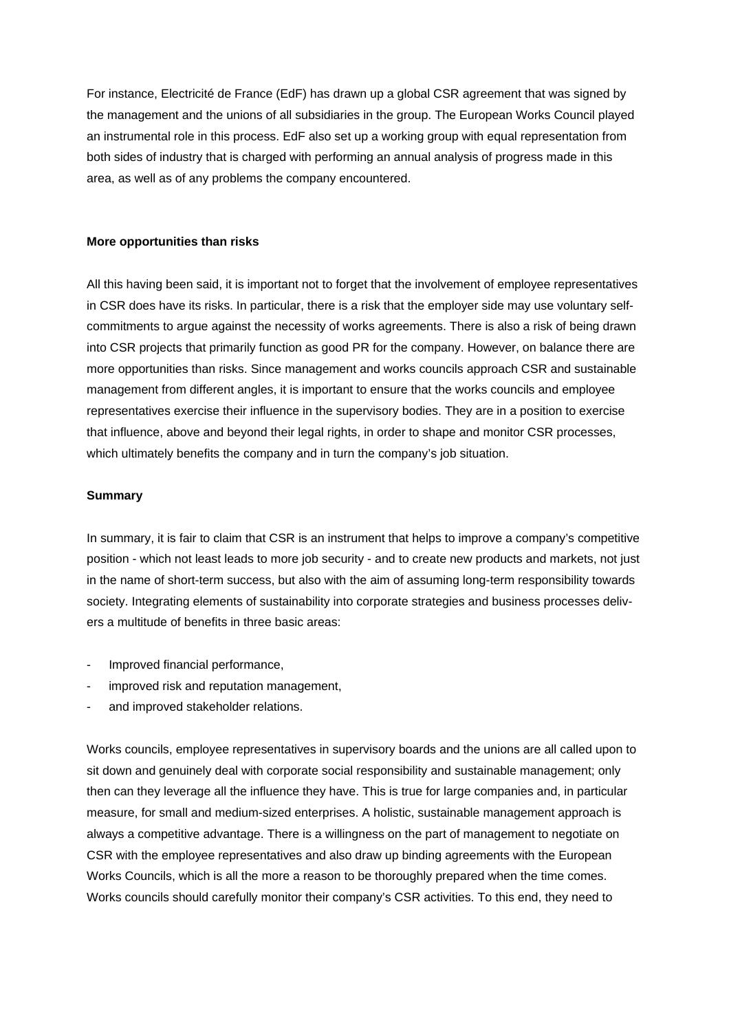For instance, Electricité de France (EdF) has drawn up a global CSR agreement that was signed by the management and the unions of all subsidiaries in the group. The European Works Council played an instrumental role in this process. EdF also set up a working group with equal representation from both sides of industry that is charged with performing an annual analysis of progress made in this area, as well as of any problems the company encountered.

**More opportunities than risks**

All this having been said, it is important not to forget that the involvement of employee representatives in CSR does have its risks. In particular, there is a risk that the employer side may use voluntary self-commitments to argue against the necessity of works agreements. There is also a risk of being drawn into CSR projects that primarily function as good PR for the company. However, on balance there are more opportunities than risks. Since management and works councils approach CSR and sustainable management from different angles, it is important to ensure that the works councils and employee representatives exercise their influence in the supervisory bodies. They are in a position to exercise that influence, above and beyond their legal rights, in order to shape and monitor CSR processes, which ultimately benefits the company and in turn the company's job situation.

**Summary**

In summary, it is fair to claim that CSR is an instrument that helps to improve a company's competitive position - which not least leads to more job security - and to create new products and markets, not just in the name of short-term success, but also with the aim of assuming long-term responsibility towards society. Integrating elements of sustainability into corporate strategies and business processes delivers a multitude of benefits in three basic areas:

- Improved financial performance,
- improved risk and reputation management,
- and improved stakeholder relations.

Works councils, employee representatives in supervisory boards and the unions are all called upon to sit down and genuinely deal with corporate social responsibility and sustainable management; only then can they leverage all the influence they have. This is true for large companies and, in particular measure, for small and medium-sized enterprises. A holistic, sustainable management approach is always a competitive advantage. There is a willingness on the part of management to negotiate on CSR with the employee representatives and also draw up binding agreements with the European Works Councils, which is all the more a reason to be thoroughly prepared when the time comes. Works councils should carefully monitor their company's CSR activities. To this end, they need to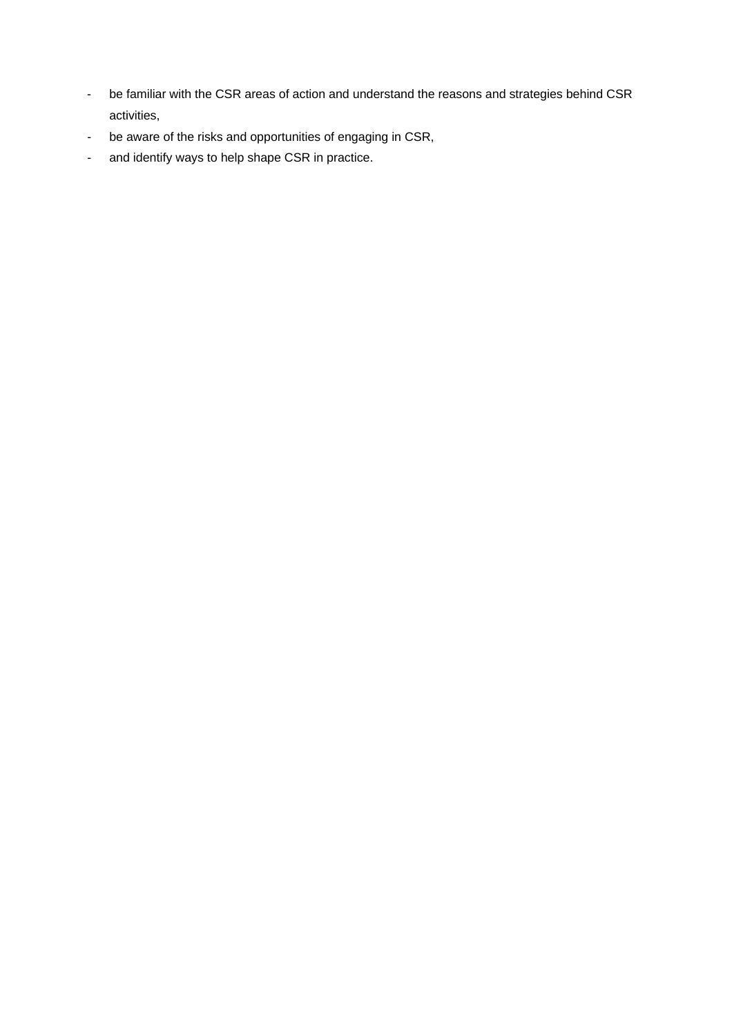- be familiar with the CSR areas of action and understand the reasons and strategies behind CSR activities,
- be aware of the risks and opportunities of engaging in CSR,
- and identify ways to help shape CSR in practice.